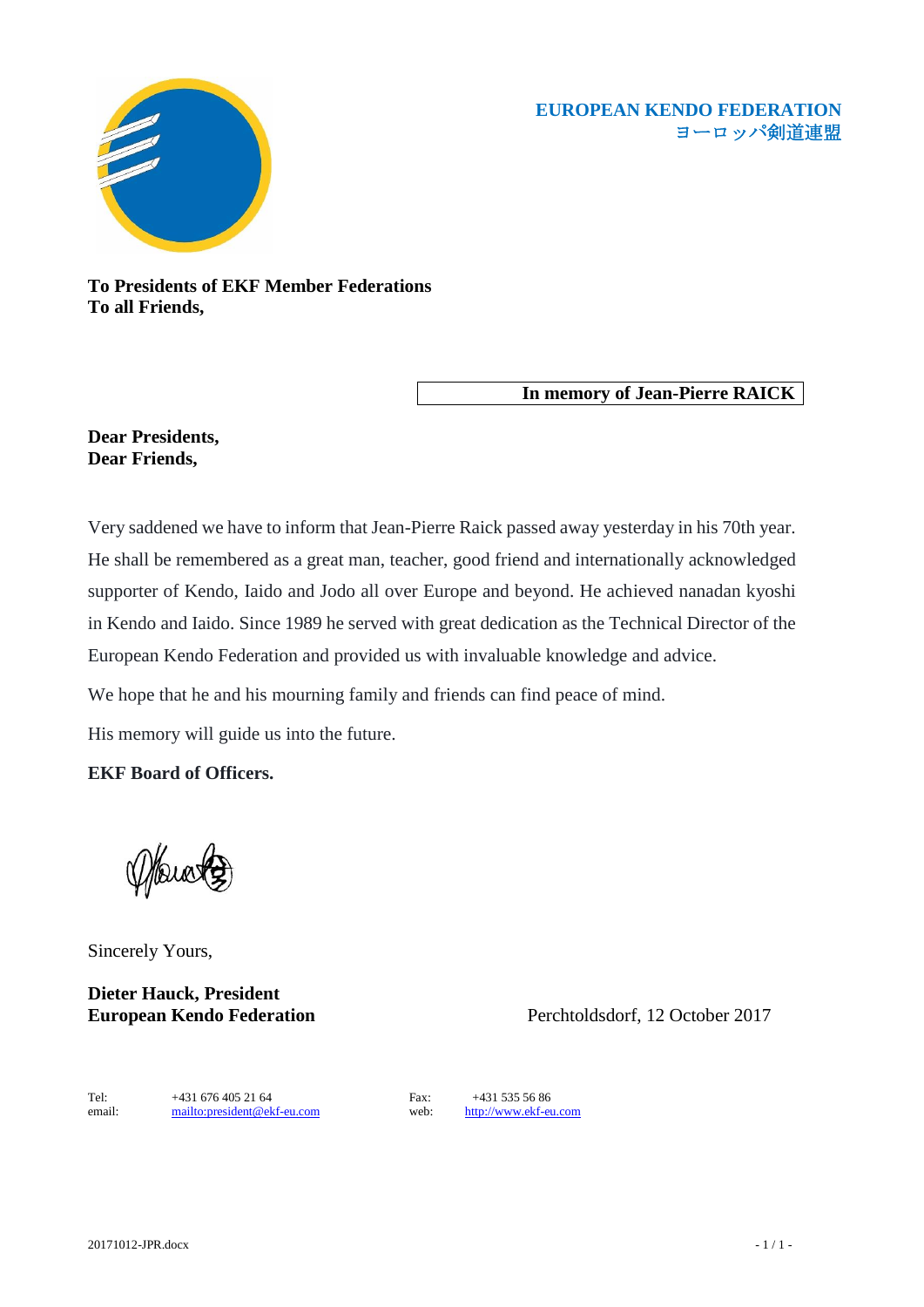**EUROPEAN KENDO FEDERATION**
**ヨーロッパ剣道連盟**

**To Presidents of EKF Member Federations**
**To all Friends,**

**In memory of Jean-Pierre RAICK**

**Dear Presidents,**
**Dear Friends,**

Very saddened we have to inform that Jean-Pierre Raick passed away yesterday in his 70th year. He shall be remembered as a great man, teacher, good friend and internationally acknowledged supporter of Kendo, Iaido and Jodo all over Europe and beyond. He achieved nanadan kyoshi in Kendo and Iaido. Since 1989 he served with great dedication as the Technical Director of the European Kendo Federation and provided us with invaluable knowledge and advice.

We hope that he and his mourning family and friends can find peace of mind.

His memory will guide us into the future.

**EKF Board of Officers.**

Sincerely Yours,

**Dieter Hauck, President**
**European Kendo Federation**

Perchtoldsdorf, 12 October 2017

| | | | |
|---|---|---|---|
| Tel: | +431 676 405 21 64 | Fax: | +431 535 56 86 |
| email: | mailto:president@ekf-eu.com | web: | http://www.ekf-eu.com |

20171012-JPR.docx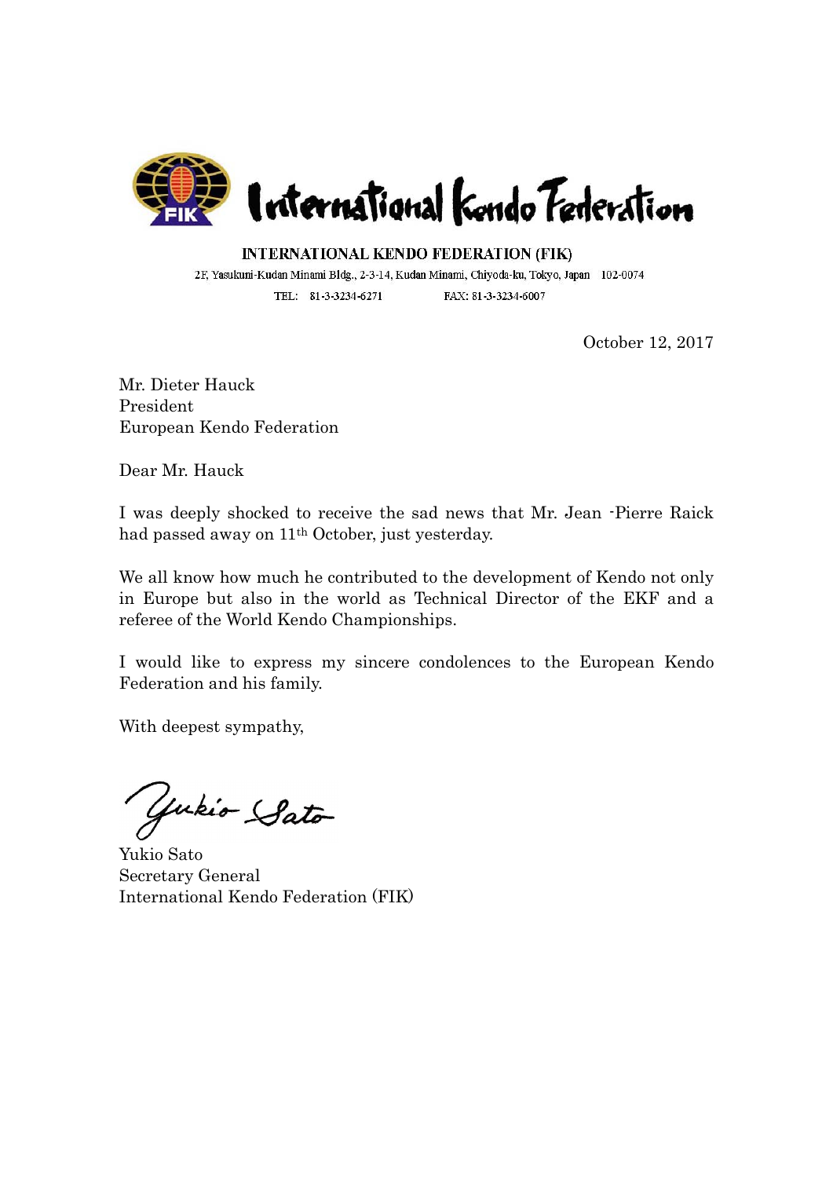**INTERNATIONAL KENDO FEDERATION (FIK)**

2F, Yasukuni-Kudan Minami Bldg., 2-3-14, Kudan Minami, Chiyoda-ku, Tokyo, Japan 102-0074

TEL: 81-3-3234-6271 FAX: 81-3-3234-6007

October 12, 2017

Mr. Dieter Hauck
President
European Kendo Federation

Dear Mr. Hauck

I was deeply shocked to receive the sad news that Mr. Jean -Pierre Raick had passed away on 11th October, just yesterday.

We all know how much he contributed to the development of Kendo not only in Europe but also in the world as Technical Director of the EKF and a referee of the World Kendo Championships.

I would like to express my sincere condolences to the European Kendo Federation and his family.

With deepest sympathy,

Yukio Sato
Secretary General
International Kendo Federation (FIK)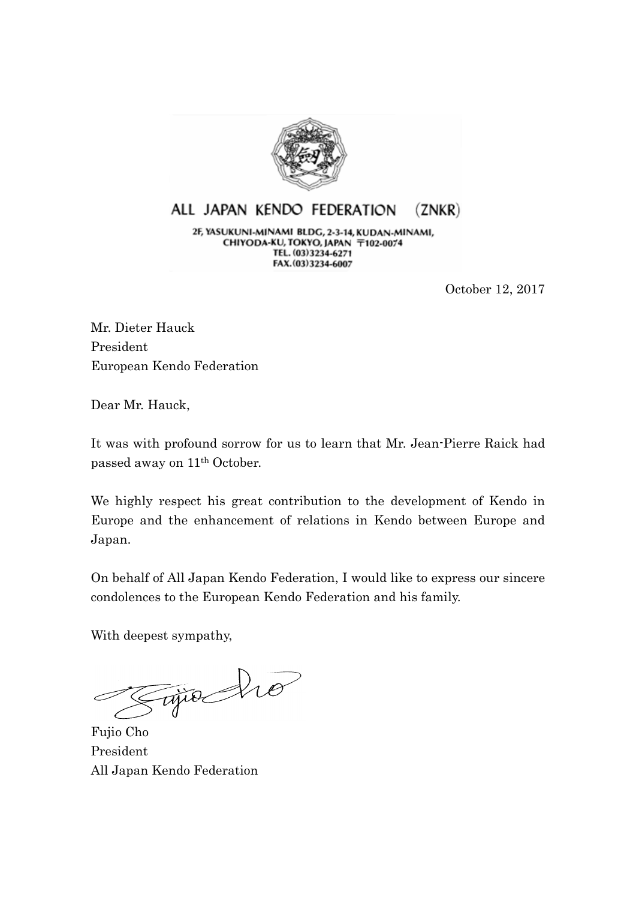ALL JAPAN KENDO FEDERATION (ZNKR)

2F, YASUKUNI-MINAMI BLDG, 2-3-14, KUDAN-MINAMI,
CHIYODA-KU, TOKYO, JAPAN 〒102-0074
TEL. (03)3234-6271
FAX. (03)3234-6007

October 12, 2017

Mr. Dieter Hauck
President
European Kendo Federation

Dear Mr. Hauck,

It was with profound sorrow for us to learn that Mr. Jean-Pierre Raick had passed away on 11th October.

We highly respect his great contribution to the development of Kendo in Europe and the enhancement of relations in Kendo between Europe and Japan.

On behalf of All Japan Kendo Federation, I would like to express our sincere condolences to the European Kendo Federation and his family.

With deepest sympathy,

Fujio Cho
President
All Japan Kendo Federation